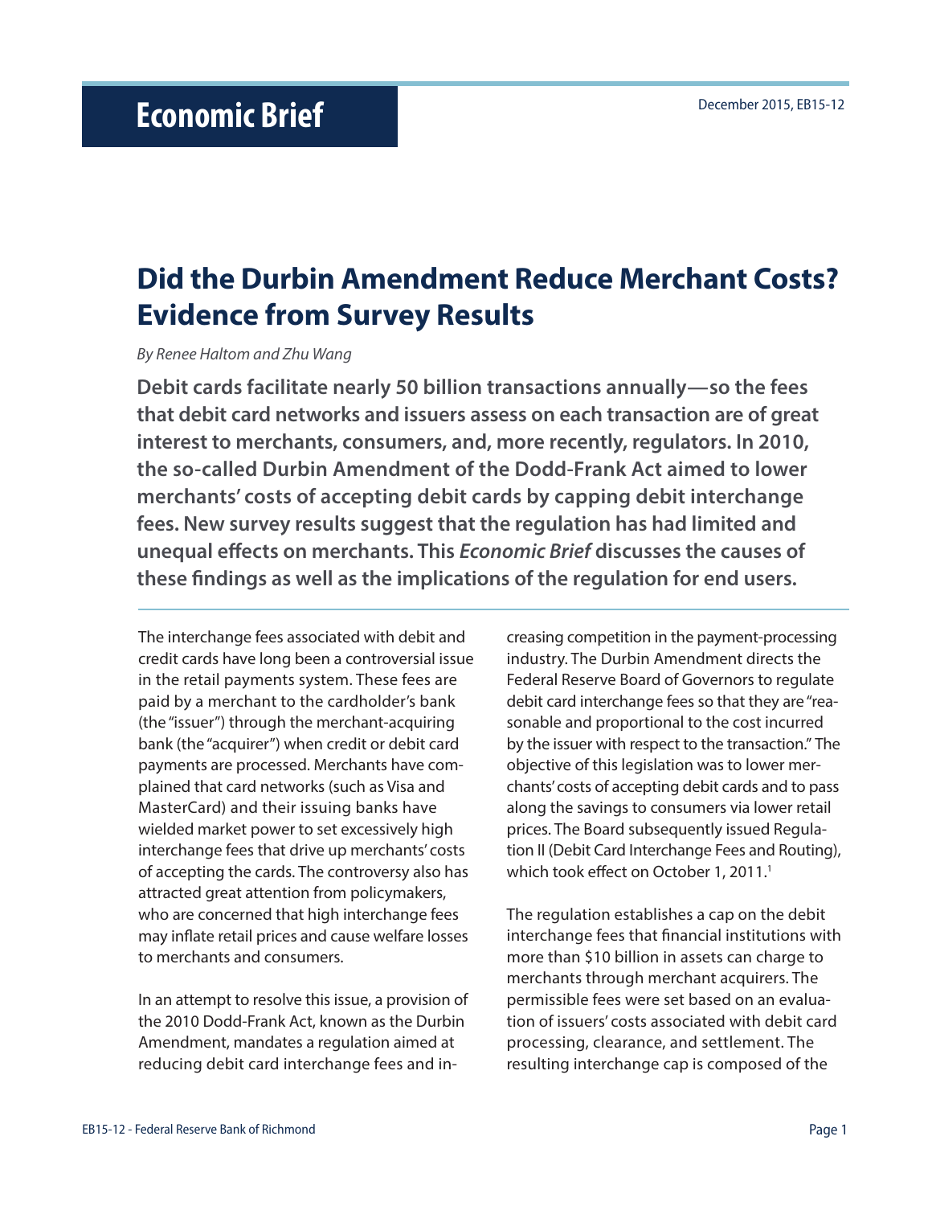# Economic Brief

December 2015, EB15-12

## Did the Durbin Amendment Reduce Merchant Costs? Evidence from Survey Results

*By Renee Haltom and Zhu Wang*

**Debit cards facilitate nearly 50 billion transactions annually—so the fees that debit card networks and issuers assess on each transaction are of great interest to merchants, consumers, and, more recently, regulators. In 2010, the so-called Durbin Amendment of the Dodd-Frank Act aimed to lower merchants' costs of accepting debit cards by capping debit interchange fees. New survey results suggest that the regulation has had limited and unequal effects on merchants. This *Economic Brief* discusses the causes of these findings as well as the implications of the regulation for end users.**

The interchange fees associated with debit and credit cards have long been a controversial issue in the retail payments system. These fees are paid by a merchant to the cardholder's bank (the "issuer") through the merchant-acquiring bank (the "acquirer") when credit or debit card payments are processed. Merchants have complained that card networks (such as Visa and MasterCard) and their issuing banks have wielded market power to set excessively high interchange fees that drive up merchants' costs of accepting the cards. The controversy also has attracted great attention from policymakers, who are concerned that high interchange fees may inflate retail prices and cause welfare losses to merchants and consumers.

In an attempt to resolve this issue, a provision of the 2010 Dodd-Frank Act, known as the Durbin Amendment, mandates a regulation aimed at reducing debit card interchange fees and increasing competition in the payment-processing industry. The Durbin Amendment directs the Federal Reserve Board of Governors to regulate debit card interchange fees so that they are "reasonable and proportional to the cost incurred by the issuer with respect to the transaction." The objective of this legislation was to lower merchants' costs of accepting debit cards and to pass along the savings to consumers via lower retail prices. The Board subsequently issued Regulation II (Debit Card Interchange Fees and Routing), which took effect on October 1, 2011.[1]

The regulation establishes a cap on the debit interchange fees that financial institutions with more than $10 billion in assets can charge to merchants through merchant acquirers. The permissible fees were set based on an evaluation of issuers' costs associated with debit card processing, clearance, and settlement. The resulting interchange cap is composed of the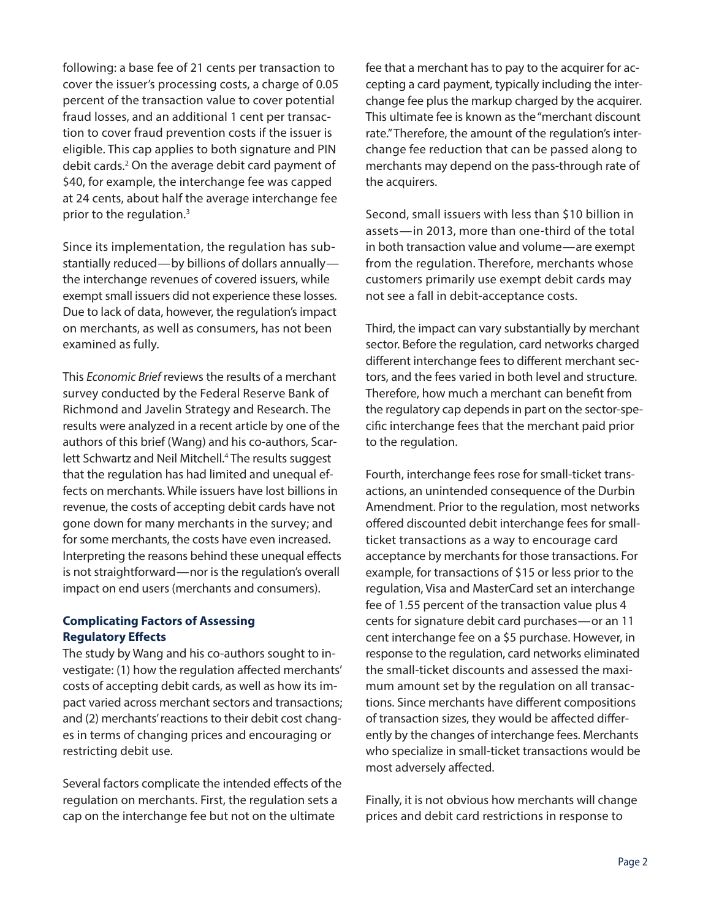following: a base fee of 21 cents per transaction to cover the issuer's processing costs, a charge of 0.05 percent of the transaction value to cover potential fraud losses, and an additional 1 cent per transaction to cover fraud prevention costs if the issuer is eligible. This cap applies to both signature and PIN debit cards.[2] On the average debit card payment of $40, for example, the interchange fee was capped at 24 cents, about half the average interchange fee prior to the regulation.[3]

Since its implementation, the regulation has substantially reduced—by billions of dollars annually—the interchange revenues of covered issuers, while exempt small issuers did not experience these losses. Due to lack of data, however, the regulation's impact on merchants, as well as consumers, has not been examined as fully.

This *Economic Brief* reviews the results of a merchant survey conducted by the Federal Reserve Bank of Richmond and Javelin Strategy and Research. The results were analyzed in a recent article by one of the authors of this brief (Wang) and his co-authors, Scarlett Schwartz and Neil Mitchell.[4] The results suggest that the regulation has had limited and unequal effects on merchants. While issuers have lost billions in revenue, the costs of accepting debit cards have not gone down for many merchants in the survey; and for some merchants, the costs have even increased. Interpreting the reasons behind these unequal effects is not straightforward—nor is the regulation's overall impact on end users (merchants and consumers).

### Complicating Factors of Assessing Regulatory Effects

The study by Wang and his co-authors sought to investigate: (1) how the regulation affected merchants' costs of accepting debit cards, as well as how its impact varied across merchant sectors and transactions; and (2) merchants' reactions to their debit cost changes in terms of changing prices and encouraging or restricting debit use.

Several factors complicate the intended effects of the regulation on merchants. First, the regulation sets a cap on the interchange fee but not on the ultimate fee that a merchant has to pay to the acquirer for accepting a card payment, typically including the interchange fee plus the markup charged by the acquirer. This ultimate fee is known as the "merchant discount rate." Therefore, the amount of the regulation's interchange fee reduction that can be passed along to merchants may depend on the pass-through rate of the acquirers.

Second, small issuers with less than $10 billion in assets—in 2013, more than one-third of the total in both transaction value and volume—are exempt from the regulation. Therefore, merchants whose customers primarily use exempt debit cards may not see a fall in debit-acceptance costs.

Third, the impact can vary substantially by merchant sector. Before the regulation, card networks charged different interchange fees to different merchant sectors, and the fees varied in both level and structure. Therefore, how much a merchant can benefit from the regulatory cap depends in part on the sector-specific interchange fees that the merchant paid prior to the regulation.

Fourth, interchange fees rose for small-ticket transactions, an unintended consequence of the Durbin Amendment. Prior to the regulation, most networks offered discounted debit interchange fees for small-ticket transactions as a way to encourage card acceptance by merchants for those transactions. For example, for transactions of $15 or less prior to the regulation, Visa and MasterCard set an interchange fee of 1.55 percent of the transaction value plus 4 cents for signature debit card purchases—or an 11 cent interchange fee on a $5 purchase. However, in response to the regulation, card networks eliminated the small-ticket discounts and assessed the maximum amount set by the regulation on all transactions. Since merchants have different compositions of transaction sizes, they would be affected differently by the changes of interchange fees. Merchants who specialize in small-ticket transactions would be most adversely affected.

Finally, it is not obvious how merchants will change prices and debit card restrictions in response to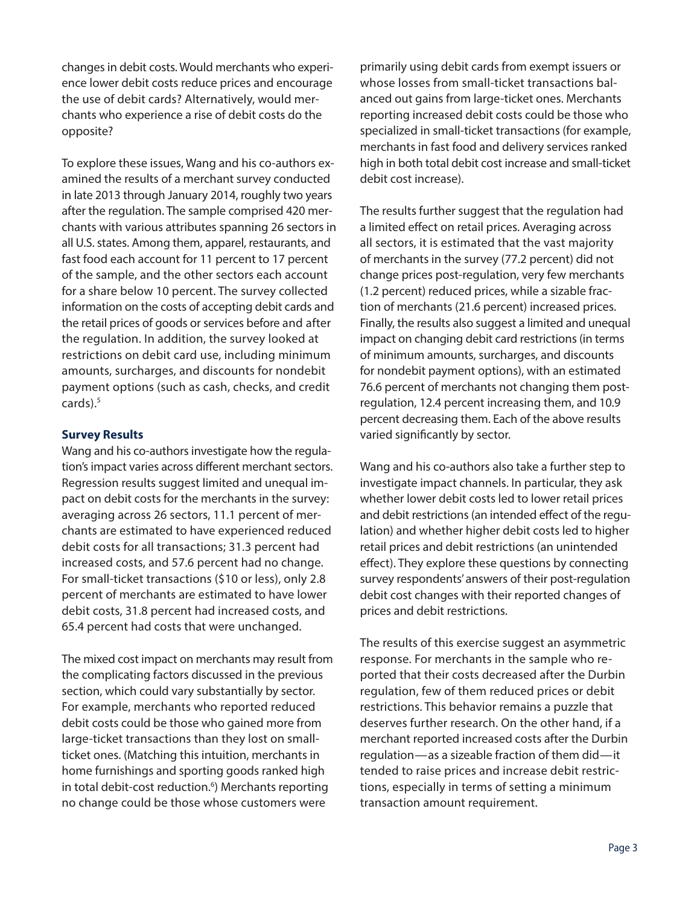changes in debit costs. Would merchants who experience lower debit costs reduce prices and encourage the use of debit cards? Alternatively, would merchants who experience a rise of debit costs do the opposite?

To explore these issues, Wang and his co-authors examined the results of a merchant survey conducted in late 2013 through January 2014, roughly two years after the regulation. The sample comprised 420 merchants with various attributes spanning 26 sectors in all U.S. states. Among them, apparel, restaurants, and fast food each account for 11 percent to 17 percent of the sample, and the other sectors each account for a share below 10 percent. The survey collected information on the costs of accepting debit cards and the retail prices of goods or services before and after the regulation. In addition, the survey looked at restrictions on debit card use, including minimum amounts, surcharges, and discounts for nondebit payment options (such as cash, checks, and credit cards).[5]

### Survey Results

Wang and his co-authors investigate how the regulation's impact varies across different merchant sectors. Regression results suggest limited and unequal impact on debit costs for the merchants in the survey: averaging across 26 sectors, 11.1 percent of merchants are estimated to have experienced reduced debit costs for all transactions; 31.3 percent had increased costs, and 57.6 percent had no change. For small-ticket transactions ($10 or less), only 2.8 percent of merchants are estimated to have lower debit costs, 31.8 percent had increased costs, and 65.4 percent had costs that were unchanged.

The mixed cost impact on merchants may result from the complicating factors discussed in the previous section, which could vary substantially by sector. For example, merchants who reported reduced debit costs could be those who gained more from large-ticket transactions than they lost on small-ticket ones. (Matching this intuition, merchants in home furnishings and sporting goods ranked high in total debit-cost reduction.[6]) Merchants reporting no change could be those whose customers were primarily using debit cards from exempt issuers or whose losses from small-ticket transactions balanced out gains from large-ticket ones. Merchants reporting increased debit costs could be those who specialized in small-ticket transactions (for example, merchants in fast food and delivery services ranked high in both total debit cost increase and small-ticket debit cost increase).

The results further suggest that the regulation had a limited effect on retail prices. Averaging across all sectors, it is estimated that the vast majority of merchants in the survey (77.2 percent) did not change prices post-regulation, very few merchants (1.2 percent) reduced prices, while a sizable fraction of merchants (21.6 percent) increased prices. Finally, the results also suggest a limited and unequal impact on changing debit card restrictions (in terms of minimum amounts, surcharges, and discounts for nondebit payment options), with an estimated 76.6 percent of merchants not changing them post-regulation, 12.4 percent increasing them, and 10.9 percent decreasing them. Each of the above results varied significantly by sector.

Wang and his co-authors also take a further step to investigate impact channels. In particular, they ask whether lower debit costs led to lower retail prices and debit restrictions (an intended effect of the regulation) and whether higher debit costs led to higher retail prices and debit restrictions (an unintended effect). They explore these questions by connecting survey respondents' answers of their post-regulation debit cost changes with their reported changes of prices and debit restrictions.

The results of this exercise suggest an asymmetric response. For merchants in the sample who reported that their costs decreased after the Durbin regulation, few of them reduced prices or debit restrictions. This behavior remains a puzzle that deserves further research. On the other hand, if a merchant reported increased costs after the Durbin regulation—as a sizeable fraction of them did—it tended to raise prices and increase debit restrictions, especially in terms of setting a minimum transaction amount requirement.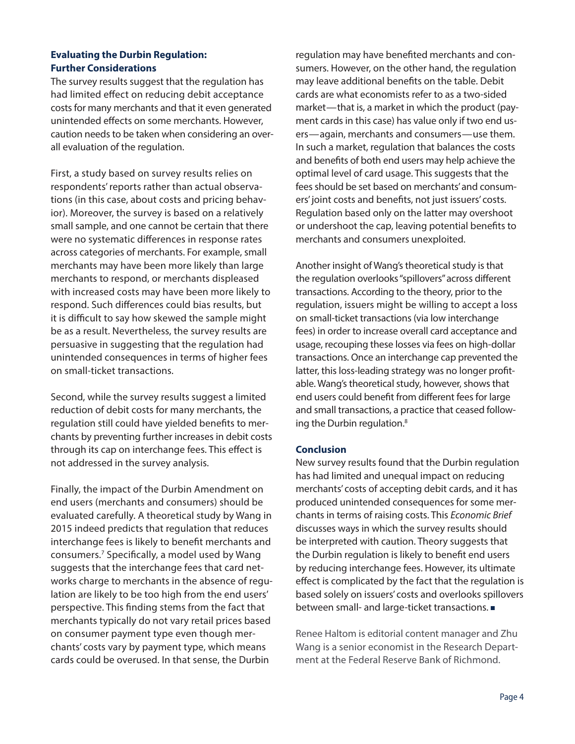## Evaluating the Durbin Regulation: Further Considerations

The survey results suggest that the regulation has had limited effect on reducing debit acceptance costs for many merchants and that it even generated unintended effects on some merchants. However, caution needs to be taken when considering an overall evaluation of the regulation.

First, a study based on survey results relies on respondents' reports rather than actual observations (in this case, about costs and pricing behavior). Moreover, the survey is based on a relatively small sample, and one cannot be certain that there were no systematic differences in response rates across categories of merchants. For example, small merchants may have been more likely than large merchants to respond, or merchants displeased with increased costs may have been more likely to respond. Such differences could bias results, but it is difficult to say how skewed the sample might be as a result. Nevertheless, the survey results are persuasive in suggesting that the regulation had unintended consequences in terms of higher fees on small-ticket transactions.

Second, while the survey results suggest a limited reduction of debit costs for many merchants, the regulation still could have yielded benefits to merchants by preventing further increases in debit costs through its cap on interchange fees. This effect is not addressed in the survey analysis.

Finally, the impact of the Durbin Amendment on end users (merchants and consumers) should be evaluated carefully. A theoretical study by Wang in 2015 indeed predicts that regulation that reduces interchange fees is likely to benefit merchants and consumers.[7] Specifically, a model used by Wang suggests that the interchange fees that card networks charge to merchants in the absence of regulation are likely to be too high from the end users' perspective. This finding stems from the fact that merchants typically do not vary retail prices based on consumer payment type even though merchants' costs vary by payment type, which means cards could be overused. In that sense, the Durbin regulation may have benefited merchants and consumers. However, on the other hand, the regulation may leave additional benefits on the table. Debit cards are what economists refer to as a two-sided market—that is, a market in which the product (payment cards in this case) has value only if two end users—again, merchants and consumers—use them. In such a market, regulation that balances the costs and benefits of both end users may help achieve the optimal level of card usage. This suggests that the fees should be set based on merchants' and consumers' joint costs and benefits, not just issuers' costs. Regulation based only on the latter may overshoot or undershoot the cap, leaving potential benefits to merchants and consumers unexploited.

Another insight of Wang's theoretical study is that the regulation overlooks "spillovers" across different transactions. According to the theory, prior to the regulation, issuers might be willing to accept a loss on small-ticket transactions (via low interchange fees) in order to increase overall card acceptance and usage, recouping these losses via fees on high-dollar transactions. Once an interchange cap prevented the latter, this loss-leading strategy was no longer profitable. Wang's theoretical study, however, shows that end users could benefit from different fees for large and small transactions, a practice that ceased following the Durbin regulation.[8]

## Conclusion

New survey results found that the Durbin regulation has had limited and unequal impact on reducing merchants' costs of accepting debit cards, and it has produced unintended consequences for some merchants in terms of raising costs. This *Economic Brief* discusses ways in which the survey results should be interpreted with caution. Theory suggests that the Durbin regulation is likely to benefit end users by reducing interchange fees. However, its ultimate effect is complicated by the fact that the regulation is based solely on issuers' costs and overlooks spillovers between small- and large-ticket transactions. ■

Renee Haltom is editorial content manager and Zhu Wang is a senior economist in the Research Department at the Federal Reserve Bank of Richmond.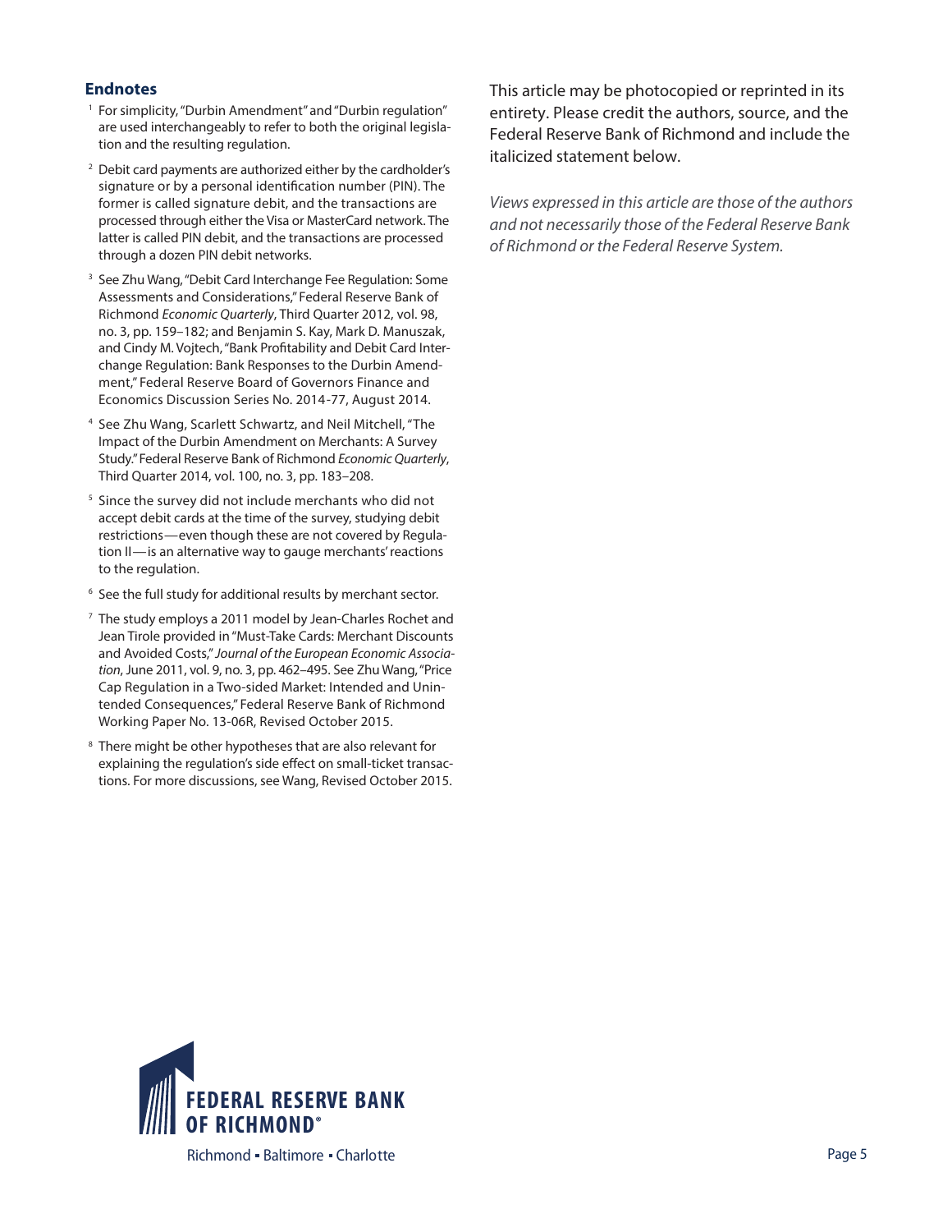## Endnotes

1. For simplicity, "Durbin Amendment" and "Durbin regulation" are used interchangeably to refer to both the original legislation and the resulting regulation.
2. Debit card payments are authorized either by the cardholder's signature or by a personal identification number (PIN). The former is called signature debit, and the transactions are processed through either the Visa or MasterCard network. The latter is called PIN debit, and the transactions are processed through a dozen PIN debit networks.
3. See Zhu Wang, "Debit Card Interchange Fee Regulation: Some Assessments and Considerations," Federal Reserve Bank of Richmond *Economic Quarterly*, Third Quarter 2012, vol. 98, no. 3, pp. 159–182; and Benjamin S. Kay, Mark D. Manuszak, and Cindy M. Vojtech, "Bank Profitability and Debit Card Interchange Regulation: Bank Responses to the Durbin Amendment," Federal Reserve Board of Governors Finance and Economics Discussion Series No. 2014-77, August 2014.
4. See Zhu Wang, Scarlett Schwartz, and Neil Mitchell, "The Impact of the Durbin Amendment on Merchants: A Survey Study." Federal Reserve Bank of Richmond *Economic Quarterly*, Third Quarter 2014, vol. 100, no. 3, pp. 183–208.
5. Since the survey did not include merchants who did not accept debit cards at the time of the survey, studying debit restrictions—even though these are not covered by Regulation II—is an alternative way to gauge merchants' reactions to the regulation.
6. See the full study for additional results by merchant sector.
7. The study employs a 2011 model by Jean-Charles Rochet and Jean Tirole provided in "Must-Take Cards: Merchant Discounts and Avoided Costs," *Journal of the European Economic Association*, June 2011, vol. 9, no. 3, pp. 462–495. See Zhu Wang, "Price Cap Regulation in a Two-sided Market: Intended and Unintended Consequences," Federal Reserve Bank of Richmond Working Paper No. 13-06R, Revised October 2015.
8. There might be other hypotheses that are also relevant for explaining the regulation's side effect on small-ticket transactions. For more discussions, see Wang, Revised October 2015.

This article may be photocopied or reprinted in its entirety. Please credit the authors, source, and the Federal Reserve Bank of Richmond and include the italicized statement below.

*Views expressed in this article are those of the authors and not necessarily those of the Federal Reserve Bank of Richmond or the Federal Reserve System.*

FEDERAL RESERVE BANK OF RICHMOND®

Richmond ▪ Baltimore ▪ Charlotte